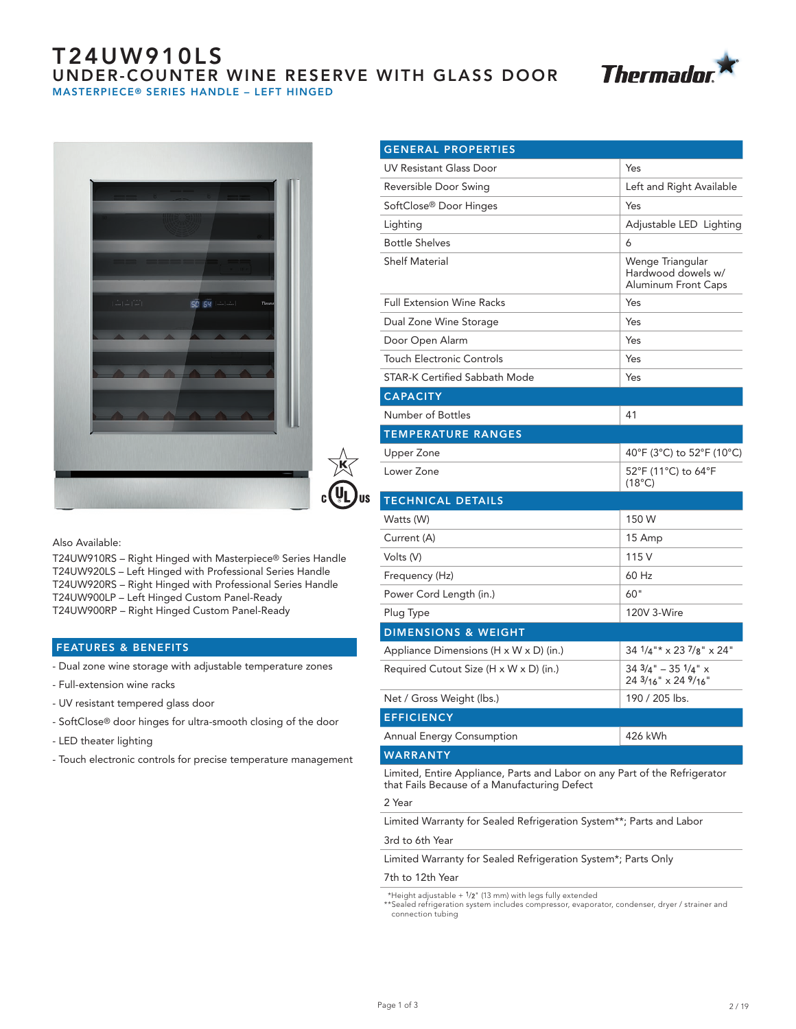# T24UW910LS

## UNDER-COUNTER WINE RESERVE WITH GLASS DOOR

### MASTERPIECE® SERIES HANDLE – LEFT HINGED

Also Available:

T24UW910RS – Right Hinged with Masterpiece® Series Handle
T24UW920LS – Left Hinged with Professional Series Handle
T24UW920RS – Right Hinged with Professional Series Handle
T24UW900LP – Left Hinged Custom Panel-Ready
T24UW900RP – Right Hinged Custom Panel-Ready

## FEATURES & BENEFITS

- Dual zone wine storage with adjustable temperature zones
- Full-extension wine racks
- UV resistant tempered glass door
- SoftClose® door hinges for ultra-smooth closing of the door
- LED theater lighting
- Touch electronic controls for precise temperature management

| GENERAL PROPERTIES | |
|---|---|
| UV Resistant Glass Door | Yes |
| Reversible Door Swing | Left and Right Available |
| SoftClose® Door Hinges | Yes |
| Lighting | Adjustable LED Lighting |
| Bottle Shelves | 6 |
| Shelf Material | Wenge Triangular Hardwood dowels w/ Aluminum Front Caps |
| Full Extension Wine Racks | Yes |
| Dual Zone Wine Storage | Yes |
| Door Open Alarm | Yes |
| Touch Electronic Controls | Yes |
| STAR-K Certified Sabbath Mode | Yes |
| **CAPACITY** | |
| Number of Bottles | 41 |
| **TEMPERATURE RANGES** | |
| Upper Zone | 40°F (3°C) to 52°F (10°C) |
| Lower Zone | 52°F (11°C) to 64°F (18°C) |
| **TECHNICAL DETAILS** | |
| Watts (W) | 150 W |
| Current (A) | 15 Amp |
| Volts (V) | 115 V |
| Frequency (Hz) | 60 Hz |
| Power Cord Length (in.) | 60" |
| Plug Type | 120V 3-Wire |
| **DIMENSIONS & WEIGHT** | |
| Appliance Dimensions (H x W x D) (in.) | 34 1/4"* x 23 7/8" x 24" |
| Required Cutout Size (H x W x D) (in.) | 34 3/4" – 35 1/4" x 24 3/16" x 24 9/16" |
| Net / Gross Weight (lbs.) | 190 / 205 lbs. |
| **EFFICIENCY** | |
| Annual Energy Consumption | 426 kWh |

## WARRANTY

Limited, Entire Appliance, Parts and Labor on any Part of the Refrigerator that Fails Because of a Manufacturing Defect

2 Year

Limited Warranty for Sealed Refrigeration System**; Parts and Labor

3rd to 6th Year

Limited Warranty for Sealed Refrigeration System*; Parts Only

7th to 12th Year

*Height adjustable + 1/2" (13 mm) with legs fully extended
**Sealed refrigeration system includes compressor, evaporator, condenser, dryer / strainer and connection tubing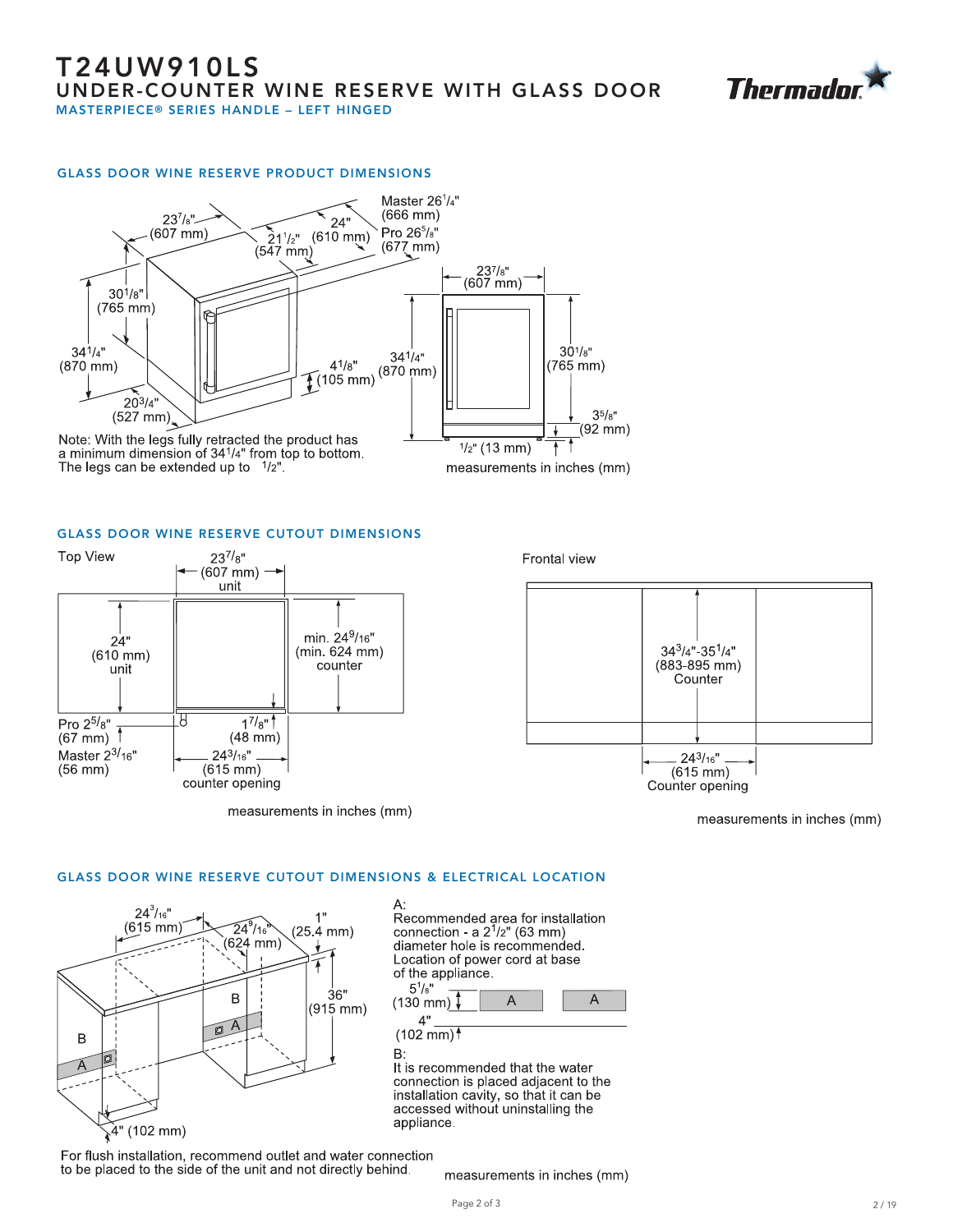# T24UW910LS

## UNDER-COUNTER WINE RESERVE WITH GLASS DOOR

MASTERPIECE® SERIES HANDLE – LEFT HINGED

### GLASS DOOR WINE RESERVE PRODUCT DIMENSIONS

23 7/8" (607 mm)

21 1/2" (547 mm)

24" (610 mm)

Master 26 1/4" (666 mm)

Pro 26 5/8" (677 mm)

30 1/8" (765 mm)

34 1/4" (870 mm)

4 1/8" (105 mm)

20 3/4" (527 mm)

23 7/8" (607 mm)

34 1/4" (870 mm)

30 1/8" (765 mm)

3 5/8" (92 mm)

1/2" (13 mm)

Note: With the legs fully retracted the product has a minimum dimension of 34 1/4" from top to bottom. The legs can be extended up to 1/2".

measurements in inches (mm)

### GLASS DOOR WINE RESERVE CUTOUT DIMENSIONS

Top View

23 7/8" (607 mm) unit

24" (610 mm) unit

min. 24 9/16" (min. 624 mm) counter

Pro 2 5/8" (67 mm)

Master 2 3/16" (56 mm)

1 7/8" (48 mm)

24 3/16" (615 mm) counter opening

measurements in inches (mm)

Frontal view

34 3/4"-35 1/4" (883-895 mm) Counter

24 3/16" (615 mm) Counter opening

measurements in inches (mm)

### GLASS DOOR WINE RESERVE CUTOUT DIMENSIONS & ELECTRICAL LOCATION

24 3/16" (615 mm)

24 9/16" (624 mm)

1" (25.4 mm)

36" (915 mm)

4" (102 mm)

For flush installation, recommend outlet and water connection to be placed to the side of the unit and not directly behind.

A:
Recommended area for installation connection - a 2 1/2" (63 mm) diameter hole is recommended. Location of power cord at base of the appliance.

5 1/8" (130 mm)

4" (102 mm)

B:
It is recommended that the water connection is placed adjacent to the installation cavity, so that it can be accessed without uninstalling the appliance.

measurements in inches (mm)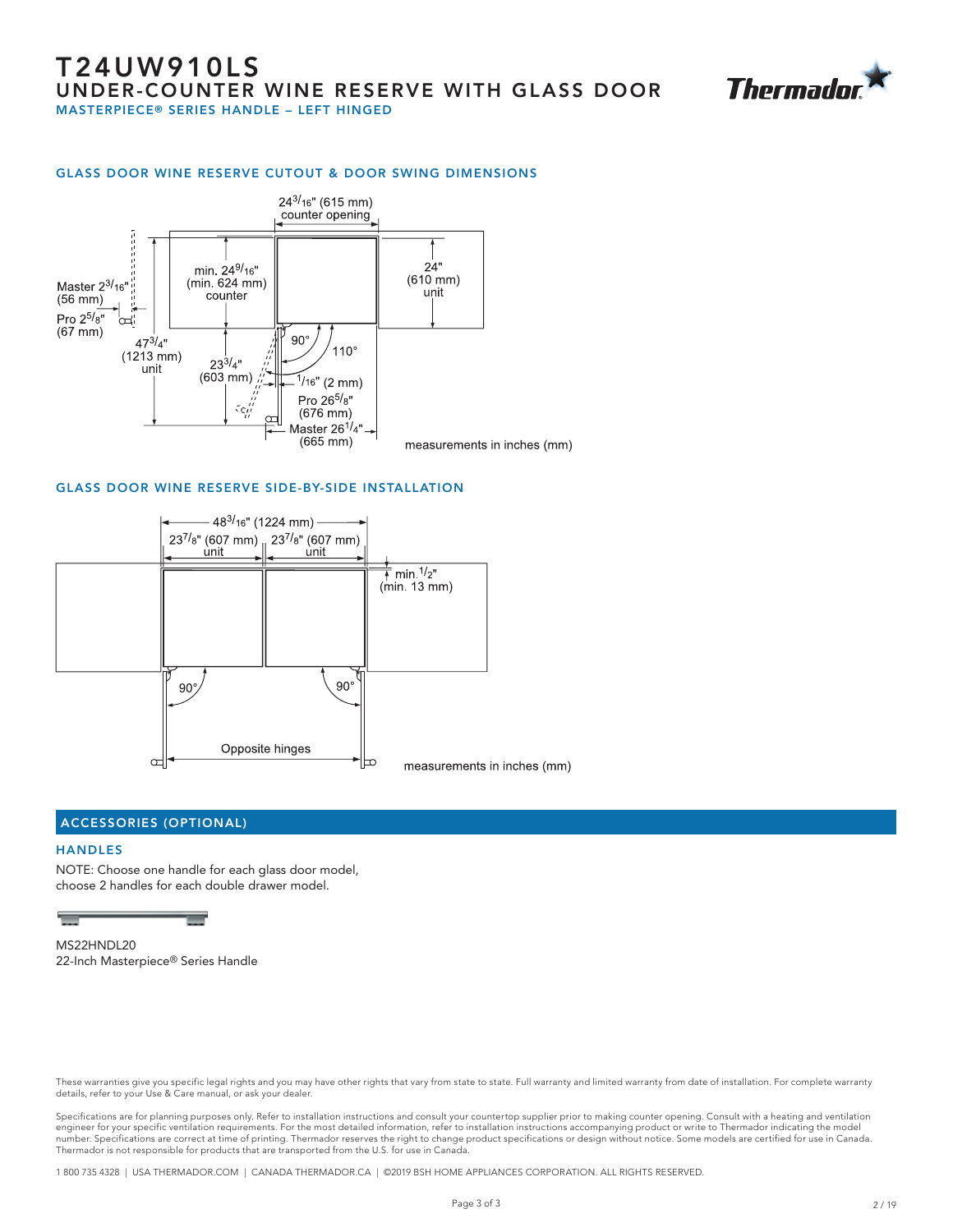# T24UW910LS

## UNDER-COUNTER WINE RESERVE WITH GLASS DOOR

MASTERPIECE® SERIES HANDLE – LEFT HINGED

### GLASS DOOR WINE RESERVE CUTOUT & DOOR SWING DIMENSIONS

24 3/16" (615 mm)
counter opening

min. 24 9/16"
(min. 624 mm)
counter

24"
(610 mm)
unit

Master 2 3/16"
(56 mm)

Pro 2 5/8"
(67 mm)

47 3/4"
(1213 mm)
unit

23 3/4"
(603 mm)

90°

110°

1/16" (2 mm)

Pro 26 5/8"
(676 mm)

Master 26 1/4"
(665 mm)

measurements in inches (mm)

### GLASS DOOR WINE RESERVE SIDE-BY-SIDE INSTALLATION

48 3/16" (1224 mm)

23 7/8" (607 mm)
unit

23 7/8" (607 mm)
unit

min. 1/2"
(min. 13 mm)

90°

90°

Opposite hinges

measurements in inches (mm)

## ACCESSORIES (OPTIONAL)

### HANDLES

NOTE: Choose one handle for each glass door model, choose 2 handles for each double drawer model.

MS22HNDL20
22-Inch Masterpiece® Series Handle

These warranties give you specific legal rights and you may have other rights that vary from state to state. Full warranty and limited warranty from date of installation. For complete warranty details, refer to your Use & Care manual, or ask your dealer.

Specifications are for planning purposes only. Refer to installation instructions and consult your countertop supplier prior to making counter opening. Consult with a heating and ventilation engineer for your specific ventilation requirements. For the most detailed information, refer to installation instructions accompanying product or write to Thermador indicating the model number. Specifications are correct at time of printing. Thermador reserves the right to change product specifications or design without notice. Some models are certified for use in Canada. Thermador is not responsible for products that are transported from the U.S. for use in Canada.

1 800 735 4328 | USA THERMADOR.COM | CANADA THERMADOR.CA | ©2019 BSH HOME APPLIANCES CORPORATION. ALL RIGHTS RESERVED.

2 / 19